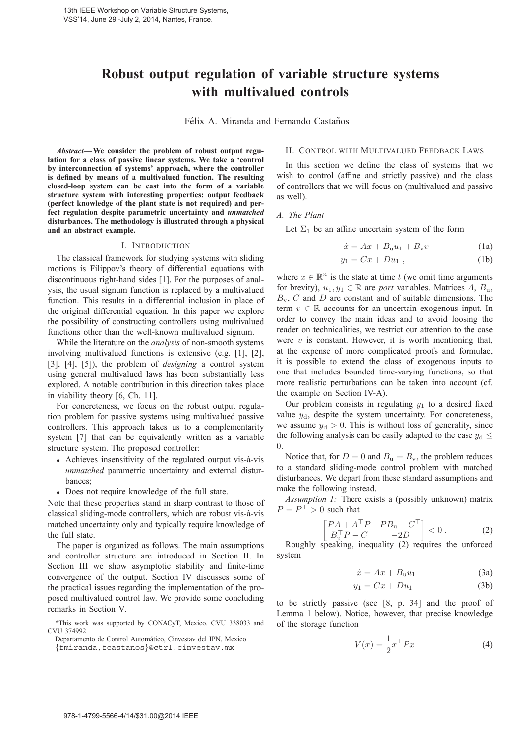# Robust output regulation of variable structure systems with multivalued controls

Félix A. Miranda and Fernando Castaños

***Abstract*— We consider the problem of robust output regulation for a class of passive linear systems. We take a 'control by interconnection of systems' approach, where the controller is defined by means of a multivalued function. The resulting closed-loop system can be cast into the form of a variable structure system with interesting properties: output feedback (perfect knowledge of the plant state is not required) and perfect regulation despite parametric uncertainty and *unmatched* disturbances. The methodology is illustrated through a physical and an abstract example.**

## I. Introduction

The classical framework for studying systems with sliding motions is Filippov's theory of differential equations with discontinuous right-hand sides [1]. For the purposes of analysis, the usual signum function is replaced by a multivalued function. This results in a differential inclusion in place of the original differential equation. In this paper we explore the possibility of constructing controllers using multivalued functions other than the well-known multivalued signum.

While the literature on the *analysis* of non-smooth systems involving multivalued functions is extensive (e.g. [1], [2], [3], [4], [5]), the problem of *designing* a control system using general multivalued laws has been substantially less explored. A notable contribution in this direction takes place in viability theory [6, Ch. 11].

For concreteness, we focus on the robust output regulation problem for passive systems using multivalued passive controllers. This approach takes us to a complementarity system [7] that can be equivalently written as a variable structure system. The proposed controller:

- Achieves insensitivity of the regulated output vis-à-vis *unmatched* parametric uncertainty and external disturbances;
- Does not require knowledge of the full state.

Note that these properties stand in sharp contrast to those of classical sliding-mode controllers, which are robust vis-à-vis matched uncertainty only and typically require knowledge of the full state.

The paper is organized as follows. The main assumptions and controller structure are introduced in Section II. In Section III we show asymptotic stability and finite-time convergence of the output. Section IV discusses some of the practical issues regarding the implementation of the proposed multivalued control law. We provide some concluding remarks in Section V.

*This work was supported by CONACyT, Mexico. CVU 338033 and CVU 374992

Departamento de Control Automático, Cinvestav del IPN, Mexico {fmiranda,fcastanos}@ctrl.cinvestav.mx

## II. Control with Multivalued Feedback Laws

In this section we define the class of systems that we wish to control (affine and strictly passive) and the class of controllers that we will focus on (multivalued and passive as well).

### A. The Plant

Let $\Sigma_1$ be an affine uncertain system of the form

$$\dot{x} = Ax + B_{\mathrm{u}} u_1 + B_{\mathrm{v}} v \tag{1a}$$

$$y_1 = Cx + Du_1 \ , \tag{1b}$$

where $x \in \mathbb{R}^n$ is the state at time $t$ (we omit time arguments for brevity), $u_1, y_1 \in \mathbb{R}$ are *port* variables. Matrices $A$, $B_{\mathrm{u}}$, $B_{\mathrm{v}}$, $C$ and $D$ are constant and of suitable dimensions. The term $v \in \mathbb{R}$ accounts for an uncertain exogenous input. In order to convey the main ideas and to avoid loosing the reader on technicalities, we restrict our attention to the case were $v$ is constant. However, it is worth mentioning that, at the expense of more complicated proofs and formulae, it is possible to extend the class of exogenous inputs to one that includes bounded time-varying functions, so that more realistic perturbations can be taken into account (cf. the example on Section IV-A).

Our problem consists in regulating $y_1$ to a desired fixed value $y_{\mathrm{d}}$, despite the system uncertainty. For concreteness, we assume $y_{\mathrm{d}} > 0$. This is without loss of generality, since the following analysis can be easily adapted to the case $y_{\mathrm{d}} \leq 0$.

Notice that, for $D = 0$ and $B_{\mathrm{u}} = B_{\mathrm{v}}$, the problem reduces to a standard sliding-mode control problem with matched disturbances. We depart from these standard assumptions and make the following instead.

*Assumption 1:* There exists a (possibly unknown) matrix $P = P^\top > 0$ such that

$$\begin{bmatrix} PA + A^\top P & PB_{\mathrm{u}} - C^\top \\ B_{\mathrm{u}}^\top P - C & -2D \end{bmatrix} < 0 \ . \tag{2}$$

Roughly speaking, inequality (2) requires the unforced system

$$\dot{x} = Ax + B_{\mathrm{u}} u_1 \tag{3a}$$

$$y_1 = Cx + Du_1 \tag{3b}$$

to be strictly passive (see [8, p. 34] and the proof of Lemma 1 below). Notice, however, that precise knowledge of the storage function

$$V(x) = \frac{1}{2} x^\top P x \tag{4}$$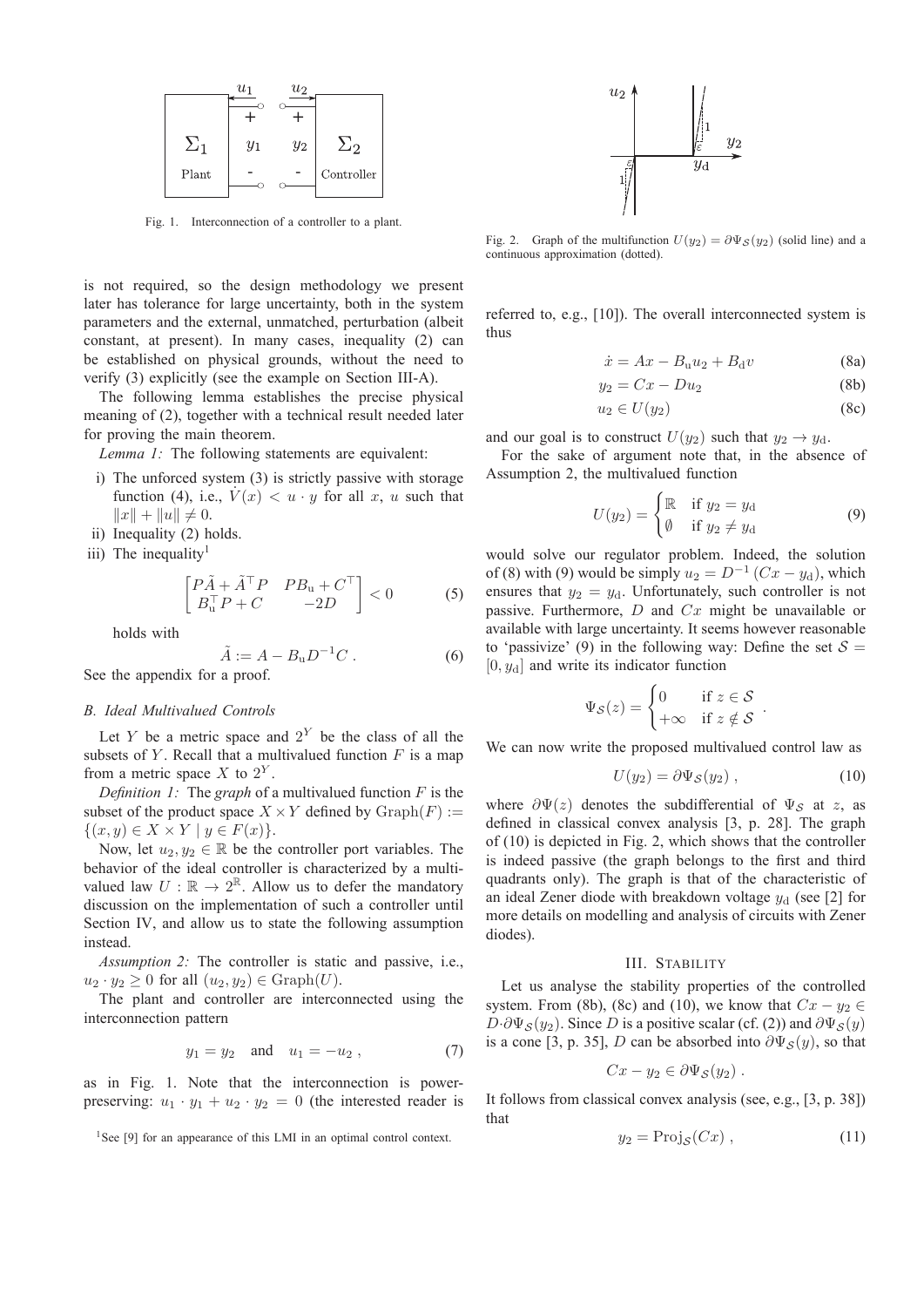Fig. 1. Interconnection of a controller to a plant.

Fig. 2. Graph of the multifunction $U(y_2) = \partial\Psi_{\mathcal{S}}(y_2)$ (solid line) and a continuous approximation (dotted).

is not required, so the design methodology we present later has tolerance for large uncertainty, both in the system parameters and the external, unmatched, perturbation (albeit constant, at present). In many cases, inequality (2) can be established on physical grounds, without the need to verify (3) explicitly (see the example on Section III-A).

The following lemma establishes the precise physical meaning of (2), together with a technical result needed later for proving the main theorem.

*Lemma 1:* The following statements are equivalent:

i) The unforced system (3) is strictly passive with storage function (4), i.e., $\dot{V}(x) < u \cdot y$ for all $x$, $u$ such that $\|x\| + \|u\| \neq 0$.
ii) Inequality (2) holds.
iii) The inequality[1]

$$\begin{bmatrix} P\tilde{A} + \tilde{A}^\top P & PB_\mathrm{u} + C^\top \\ B_\mathrm{u}^\top P + C & -2D \end{bmatrix} < 0 \tag{5}$$

holds with

$$\tilde{A} := A - B_\mathrm{u} D^{-1} C\ . \tag{6}$$

See the appendix for a proof.

### B. Ideal Multivalued Controls

Let $Y$ be a metric space and $2^Y$ be the class of all the subsets of $Y$. Recall that a multivalued function $F$ is a map from a metric space $X$ to $2^Y$.

*Definition 1:* The *graph* of a multivalued function $F$ is the subset of the product space $X \times Y$ defined by $\mathrm{Graph}(F) := \{(x, y) \in X \times Y \mid y \in F(x)\}$.

Now, let $u_2, y_2 \in \mathbb{R}$ be the controller port variables. The behavior of the ideal controller is characterized by a multivalued law $U : \mathbb{R} \to 2^\mathbb{R}$. Allow us to defer the mandatory discussion on the implementation of such a controller until Section IV, and allow us to state the following assumption instead.

*Assumption 2:* The controller is static and passive, i.e., $u_2 \cdot y_2 \geq 0$ for all $(u_2, y_2) \in \mathrm{Graph}(U)$.

The plant and controller are interconnected using the interconnection pattern

$$y_1 = y_2 \quad \text{and} \quad u_1 = -u_2\ , \tag{7}$$

as in Fig. 1. Note that the interconnection is power-preserving: $u_1 \cdot y_1 + u_2 \cdot y_2 = 0$ (the interested reader is referred to, e.g., [10]). The overall interconnected system is thus

$$\dot{x} = Ax - B_\mathrm{u} u_2 + B_\mathrm{d} v \tag{8a}$$

$$y_2 = Cx - Du_2 \tag{8b}$$

$$u_2 \in U(y_2) \tag{8c}$$

and our goal is to construct $U(y_2)$ such that $y_2 \to y_\mathrm{d}$.

For the sake of argument note that, in the absence of Assumption 2, the multivalued function

$$U(y_2) = \begin{cases} \mathbb{R} & \text{if } y_2 = y_\mathrm{d} \\ \emptyset & \text{if } y_2 \neq y_\mathrm{d} \end{cases} \tag{9}$$

would solve our regulator problem. Indeed, the solution of (8) with (9) would be simply $u_2 = D^{-1}(Cx - y_\mathrm{d})$, which ensures that $y_2 = y_\mathrm{d}$. Unfortunately, such controller is not passive. Furthermore, $D$ and $Cx$ might be unavailable or available with large uncertainty. It seems however reasonable to 'passivize' (9) in the following way: Define the set $\mathcal{S} = [0, y_\mathrm{d}]$ and write its indicator function

$$\Psi_\mathcal{S}(z) = \begin{cases} 0 & \text{if } z \in \mathcal{S} \\ +\infty & \text{if } z \notin \mathcal{S} \end{cases}.$$

We can now write the proposed multivalued control law as

$$U(y_2) = \partial\Psi_\mathcal{S}(y_2)\ , \tag{10}$$

where $\partial\Psi(z)$ denotes the subdifferential of $\Psi_\mathcal{S}$ at $z$, as defined in classical convex analysis [3, p. 28]. The graph of (10) is depicted in Fig. 2, which shows that the controller is indeed passive (the graph belongs to the first and third quadrants only). The graph is that of the characteristic of an ideal Zener diode with breakdown voltage $y_\mathrm{d}$ (see [2] for more details on modelling and analysis of circuits with Zener diodes).

## III. Stability

Let us analyse the stability properties of the controlled system. From (8b), (8c) and (10), we know that $Cx - y_2 \in D{\cdot}\partial\Psi_\mathcal{S}(y_2)$. Since $D$ is a positive scalar (cf. (2)) and $\partial\Psi_\mathcal{S}(y)$ is a cone [3, p. 35], $D$ can be absorbed into $\partial\Psi_\mathcal{S}(y)$, so that

$$Cx - y_2 \in \partial\Psi_\mathcal{S}(y_2)\ .$$

It follows from classical convex analysis (see, e.g., [3, p. 38]) that

$$y_2 = \mathrm{Proj}_\mathcal{S}(Cx)\ , \tag{11}$$

[1] See [9] for an appearance of this LMI in an optimal control context.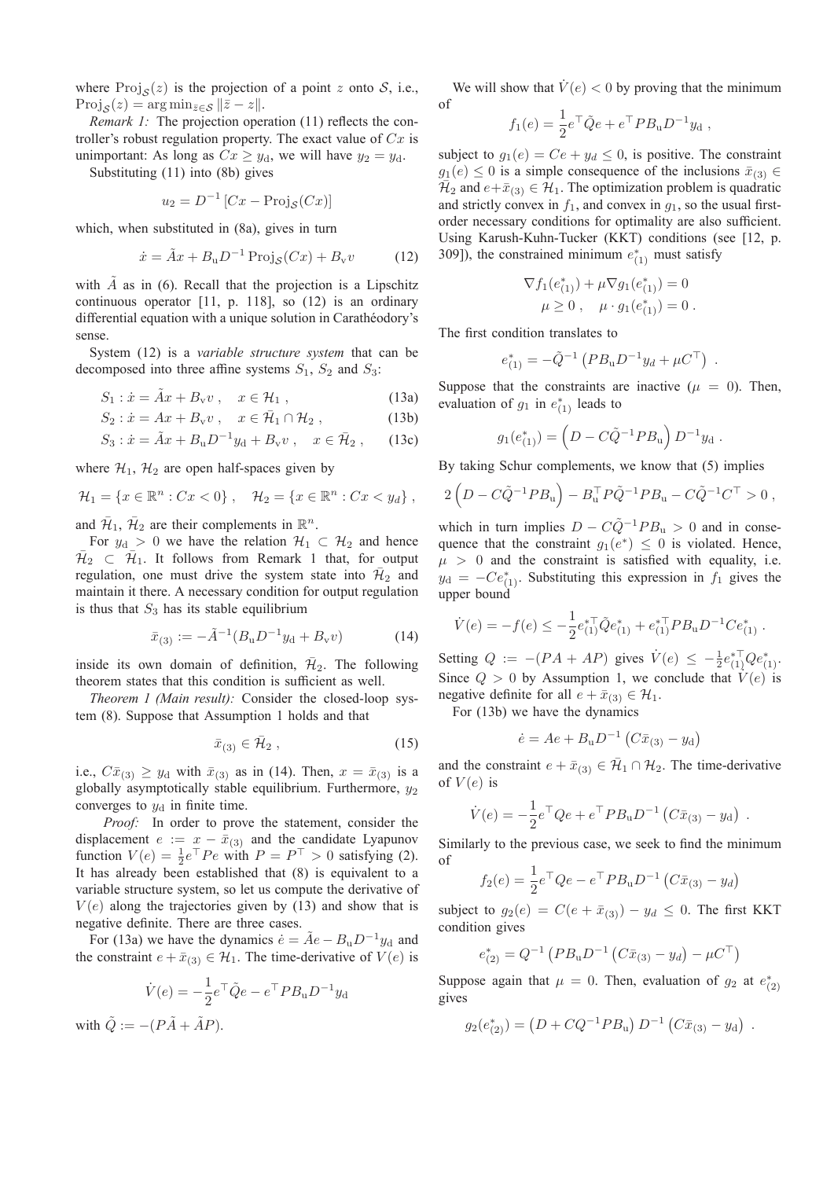where $\operatorname{Proj}_{\mathcal{S}}(z)$ is the projection of a point $z$ onto $\mathcal{S}$, i.e., $\operatorname{Proj}_{\mathcal{S}}(z) = \arg\min_{\bar{z}\in\mathcal{S}} \|\bar{z} - z\|$.

*Remark 1:* The projection operation (11) reflects the controller's robust regulation property. The exact value of $Cx$ is unimportant: As long as $Cx \geq y_{\mathrm{d}}$, we will have $y_2 = y_{\mathrm{d}}$.

Substituting (11) into (8b) gives

$$u_2 = D^{-1}\left[Cx - \operatorname{Proj}_{\mathcal{S}}(Cx)\right]$$

which, when substituted in (8a), gives in turn

$$\dot{x} = \tilde{A}x + B_{\mathrm{u}}D^{-1}\operatorname{Proj}_{\mathcal{S}}(Cx) + B_{\mathrm{v}}v \tag{12}$$

with $\tilde{A}$ as in (6). Recall that the projection is a Lipschitz continuous operator [11, p. 118], so (12) is an ordinary differential equation with a unique solution in Carathéodory's sense.

System (12) is a *variable structure system* that can be decomposed into three affine systems $S_1$, $S_2$ and $S_3$:

$$S_1 : \dot{x} = \tilde{A}x + B_{\mathrm{v}}v\,, \quad x \in \mathcal{H}_1\,, \tag{13a}$$

$$S_2 : \dot{x} = Ax + B_{\mathrm{v}}v\,, \quad x \in \bar{\mathcal{H}}_1 \cap \mathcal{H}_2\,, \tag{13b}$$

$$S_3 : \dot{x} = \tilde{A}x + B_{\mathrm{u}}D^{-1}y_{\mathrm{d}} + B_{\mathrm{v}}v\,, \quad x \in \bar{\mathcal{H}}_2\,, \tag{13c}$$

where $\mathcal{H}_1$, $\mathcal{H}_2$ are open half-spaces given by

$$\mathcal{H}_1 = \{x \in \mathbb{R}^n : Cx < 0\}\,, \quad \mathcal{H}_2 = \{x \in \mathbb{R}^n : Cx < y_{\mathrm{d}}\}\,,$$

and $\bar{\mathcal{H}}_1$, $\bar{\mathcal{H}}_2$ are their complements in $\mathbb{R}^n$.

For $y_{\mathrm{d}} > 0$ we have the relation $\mathcal{H}_1 \subset \mathcal{H}_2$ and hence $\bar{\mathcal{H}}_2 \subset \bar{\mathcal{H}}_1$. It follows from Remark 1 that, for output regulation, one must drive the system state into $\bar{\mathcal{H}}_2$ and maintain it there. A necessary condition for output regulation is thus that $S_3$ has its stable equilibrium

$$\bar{x}_{(3)} := -\tilde{A}^{-1}(B_{\mathrm{u}}D^{-1}y_{\mathrm{d}} + B_{\mathrm{v}}v) \tag{14}$$

inside its own domain of definition, $\bar{\mathcal{H}}_2$. The following theorem states that this condition is sufficient as well.

*Theorem 1 (Main result):* Consider the closed-loop system (8). Suppose that Assumption 1 holds and that

$$\bar{x}_{(3)} \in \bar{\mathcal{H}}_2\,, \tag{15}$$

i.e., $C\bar{x}_{(3)} \geq y_{\mathrm{d}}$ with $\bar{x}_{(3)}$ as in (14). Then, $x = \bar{x}_{(3)}$ is a globally asymptotically stable equilibrium. Furthermore, $y_2$ converges to $y_{\mathrm{d}}$ in finite time.

*Proof:* In order to prove the statement, consider the displacement $e := x - \bar{x}_{(3)}$ and the candidate Lyapunov function $V(e) = \frac{1}{2}e^\top Pe$ with $P = P^\top > 0$ satisfying (2). It has already been established that (8) is equivalent to a variable structure system, so let us compute the derivative of $V(e)$ along the trajectories given by (13) and show that is negative definite. There are three cases.

For (13a) we have the dynamics $\dot{e} = \tilde{A}e - B_{\mathrm{u}}D^{-1}y_{\mathrm{d}}$ and the constraint $e + \bar{x}_{(3)} \in \mathcal{H}_1$. The time-derivative of $V(e)$ is

$$\dot{V}(e) = -\frac{1}{2}e^\top\tilde{Q}e - e^\top PB_{\mathrm{u}}D^{-1}y_{\mathrm{d}}$$

with $\tilde{Q} := -(P\tilde{A} + \tilde{A}P)$.

We will show that $\dot{V}(e) < 0$ by proving that the minimum of

$$f_1(e) = \frac{1}{2}e^\top\tilde{Q}e + e^\top PB_{\mathrm{u}}D^{-1}y_{\mathrm{d}}\,,$$

subject to $g_1(e) = Ce + y_d \leq 0$, is positive. The constraint $g_1(e) \leq 0$ is a simple consequence of the inclusions $\bar{x}_{(3)} \in \bar{\mathcal{H}}_2$ and $e + \bar{x}_{(3)} \in \mathcal{H}_1$. The optimization problem is quadratic and strictly convex in $f_1$, and convex in $g_1$, so the usual first-order necessary conditions for optimality are also sufficient. Using Karush-Kuhn-Tucker (KKT) conditions (see [12, p. 309]), the constrained minimum $e^*_{(1)}$ must satisfy

$$\nabla f_1(e^*_{(1)}) + \mu\nabla g_1(e^*_{(1)}) = 0$$

$$\mu \geq 0\,, \quad \mu \cdot g_1(e^*_{(1)}) = 0\,.$$

The first condition translates to

$$e^*_{(1)} = -\tilde{Q}^{-1}\left(PB_{\mathrm{u}}D^{-1}y_{\mathrm{d}} + \mu C^\top\right)\,.$$

Suppose that the constraints are inactive ($\mu = 0$). Then, evaluation of $g_1$ in $e^*_{(1)}$ leads to

$$g_1(e^*_{(1)}) = \left(D - C\tilde{Q}^{-1}PB_{\mathrm{u}}\right)D^{-1}y_{\mathrm{d}}\,.$$

By taking Schur complements, we know that (5) implies

$$2\left(D - C\tilde{Q}^{-1}PB_{\mathrm{u}}\right) - B_{\mathrm{u}}^\top P\tilde{Q}^{-1}PB_{\mathrm{u}} - C\tilde{Q}^{-1}C^\top > 0\,,$$

which in turn implies $D - C\tilde{Q}^{-1}PB_{\mathrm{u}} > 0$ and in consequence that the constraint $g_1(e^*) \leq 0$ is violated. Hence, $\mu > 0$ and the constraint is satisfied with equality, i.e. $y_{\mathrm{d}} = -Ce^*_{(1)}$. Substituting this expression in $f_1$ gives the upper bound

$$\dot{V}(e) = -f(e) \leq -\frac{1}{2}e^{*\top}_{(1)}\tilde{Q}e^*_{(1)} + e^{*\top}_{(1)}PB_{\mathrm{u}}D^{-1}Ce^*_{(1)}\,.$$

Setting $Q := -(PA + AP)$ gives $\dot{V}(e) \leq -\frac{1}{2}e^{*\top}_{(1)}Qe^*_{(1)}$. Since $Q > 0$ by Assumption 1, we conclude that $\dot{V}(e)$ is negative definite for all $e + \bar{x}_{(3)} \in \mathcal{H}_1$.

For (13b) we have the dynamics

$$\dot{e} = Ae + B_{\mathrm{u}}D^{-1}\left(C\bar{x}_{(3)} - y_{\mathrm{d}}\right)$$

and the constraint $e + \bar{x}_{(3)} \in \bar{\mathcal{H}}_1 \cap \mathcal{H}_2$. The time-derivative of $V(e)$ is

$$\dot{V}(e) = -\frac{1}{2}e^\top Qe + e^\top PB_{\mathrm{u}}D^{-1}\left(C\bar{x}_{(3)} - y_{\mathrm{d}}\right)\,.$$

Similarly to the previous case, we seek to find the minimum of

$$f_2(e) = \frac{1}{2}e^\top Qe - e^\top PB_{\mathrm{u}}D^{-1}\left(C\bar{x}_{(3)} - y_d\right)$$

subject to $g_2(e) = C(e + \bar{x}_{(3)}) - y_d \leq 0$. The first KKT condition gives

$$e^*_{(2)} = Q^{-1}\left(PB_{\mathrm{u}}D^{-1}\left(C\bar{x}_{(3)} - y_d\right) - \mu C^\top\right)$$

Suppose again that $\mu = 0$. Then, evaluation of $g_2$ at $e^*_{(2)}$ gives

$$g_2(e^*_{(2)}) = \left(D + CQ^{-1}PB_{\mathrm{u}}\right)D^{-1}\left(C\bar{x}_{(3)} - y_{\mathrm{d}}\right)\,.$$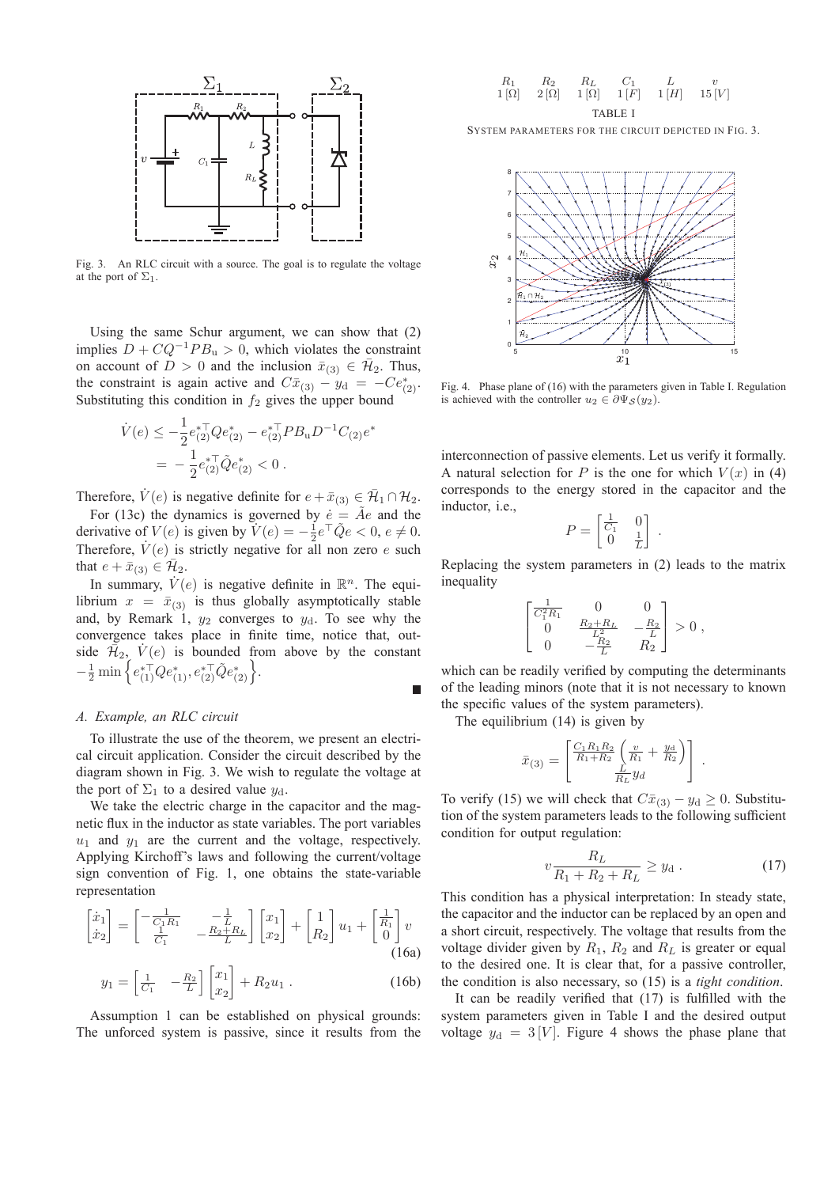Using the same Schur argument, we can show that (2) implies $D + CQ^{-1}PB_u > 0$, which violates the constraint on account of $D > 0$ and the inclusion $\bar{x}_{(3)} \in \bar{\mathcal{H}}_2$. Thus, the constraint is again active and $C\bar{x}_{(3)} - y_d = -Ce^*_{(2)}$. Substituting this condition in $f_2$ gives the upper bound

$$\dot{V}(e) \leq -\frac{1}{2}e^{*\top}_{(2)}Qe^*_{(2)} - e^{*\top}_{(2)}PB_u D^{-1}C_{(2)}e^* = -\frac{1}{2}e^{*\top}_{(2)}\tilde{Q}e^*_{(2)} < 0 \, .$$

Therefore, $\dot{V}(e)$ is negative definite for $e + \bar{x}_{(3)} \in \bar{\mathcal{H}}_1 \cap \mathcal{H}_2$.

For (13c) the dynamics is governed by $\dot{e} = \tilde{A}e$ and the derivative of $V(e)$ is given by $\dot{V}(e) = -\frac{1}{2}e^\top \tilde{Q}e < 0$, $e \neq 0$. Therefore, $\dot{V}(e)$ is strictly negative for all non zero $e$ such that $e + \bar{x}_{(3)} \in \bar{\mathcal{H}}_2$.

In summary, $\dot{V}(e)$ is negative definite in $\mathbb{R}^n$. The equilibrium $x = \bar{x}_{(3)}$ is thus globally asymptotically stable and, by Remark 1, $y_2$ converges to $y_d$. To see why the convergence takes place in finite time, notice that, outside $\mathcal{H}_2$, $\dot{V}(e)$ is bounded from above by the constant $-\frac{1}{2}\min\left\{e^{*\top}_{(1)}Qe^*_{(1)}, e^{*\top}_{(2)}\tilde{Q}e^*_{(2)}\right\}$. ■

### A. Example, an RLC circuit

To illustrate the use of the theorem, we present an electrical circuit application. Consider the circuit described by the diagram shown in Fig. 3. We wish to regulate the voltage at the port of $\Sigma_1$ to a desired value $y_d$.

Fig. 3. An RLC circuit with a source. The goal is to regulate the voltage at the port of $\Sigma_1$.

We take the electric charge in the capacitor and the magnetic flux in the inductor as state variables. The port variables $u_1$ and $y_1$ are the current and the voltage, respectively. Applying Kirchoff's laws and following the current/voltage sign convention of Fig. 1, one obtains the state-variable representation

$$\begin{bmatrix}\dot{x}_1 \\ \dot{x}_2\end{bmatrix} = \begin{bmatrix}-\frac{1}{C_1 R_1} & -\frac{1}{L} \\ \frac{1}{C_1} & -\frac{R_2+R_L}{L}\end{bmatrix}\begin{bmatrix}x_1 \\ x_2\end{bmatrix} + \begin{bmatrix}1 \\ R_2\end{bmatrix}u_1 + \begin{bmatrix}\frac{1}{R_1} \\ 0\end{bmatrix}v \tag{16a}$$

$$y_1 = \begin{bmatrix}\frac{1}{C_1} & -\frac{R_2}{L}\end{bmatrix}\begin{bmatrix}x_1 \\ x_2\end{bmatrix} + R_2 u_1 \, . \tag{16b}$$

Assumption 1 can be established on physical grounds: The unforced system is passive, since it results from the interconnection of passive elements. Let us verify it formally. A natural selection for $P$ is the one for which $V(x)$ in (4) corresponds to the energy stored in the capacitor and the inductor, i.e.,

$$P = \begin{bmatrix}\frac{1}{C_1} & 0 \\ 0 & \frac{1}{L}\end{bmatrix} \, .$$

Replacing the system parameters in (2) leads to the matrix inequality

$$\begin{bmatrix}\frac{1}{C_1^2 R_1} & 0 & 0 \\ 0 & \frac{R_2+R_L}{L^2} & -\frac{R_2}{L} \\ 0 & -\frac{R_2}{L} & R_2\end{bmatrix} > 0 \, ,$$

which can be readily verified by computing the determinants of the leading minors (note that it is not necessary to known the specific values of the system parameters).

The equilibrium (14) is given by

$$\bar{x}_{(3)} = \begin{bmatrix}\frac{C_1 R_1 R_2}{R_1+R_2}\left(\frac{v}{R_1} + \frac{y_d}{R_2}\right) \\ \frac{L}{R_L}y_d\end{bmatrix} \, .$$

To verify (15) we will check that $C\bar{x}_{(3)} - y_d \geq 0$. Substitution of the system parameters leads to the following sufficient condition for output regulation:

$$v\frac{R_L}{R_1 + R_2 + R_L} \geq y_d \, . \tag{17}$$

This condition has a physical interpretation: In steady state, the capacitor and the inductor can be replaced by an open and a short circuit, respectively. The voltage that results from the voltage divider given by $R_1$, $R_2$ and $R_L$ is greater or equal to the desired one. It is clear that, for a passive controller, the condition is also necessary, so (15) is a *tight condition*.

| $R_1$ | $R_2$ | $R_L$ | $C_1$ | $L$ | $v$ |
|---|---|---|---|---|---|
| $1\,[\Omega]$ | $2\,[\Omega]$ | $1\,[\Omega]$ | $1\,[F]$ | $1\,[H]$ | $15\,[V]$ |

TABLE I

SYSTEM PARAMETERS FOR THE CIRCUIT DEPICTED IN FIG. 3.

Fig. 4. Phase plane of (16) with the parameters given in Table I. Regulation is achieved with the controller $u_2 \in \partial\Psi_{\mathcal{S}}(y_2)$.

It can be readily verified that (17) is fulfilled with the system parameters given in Table I and the desired output voltage $y_d = 3\,[V]$. Figure 4 shows the phase plane that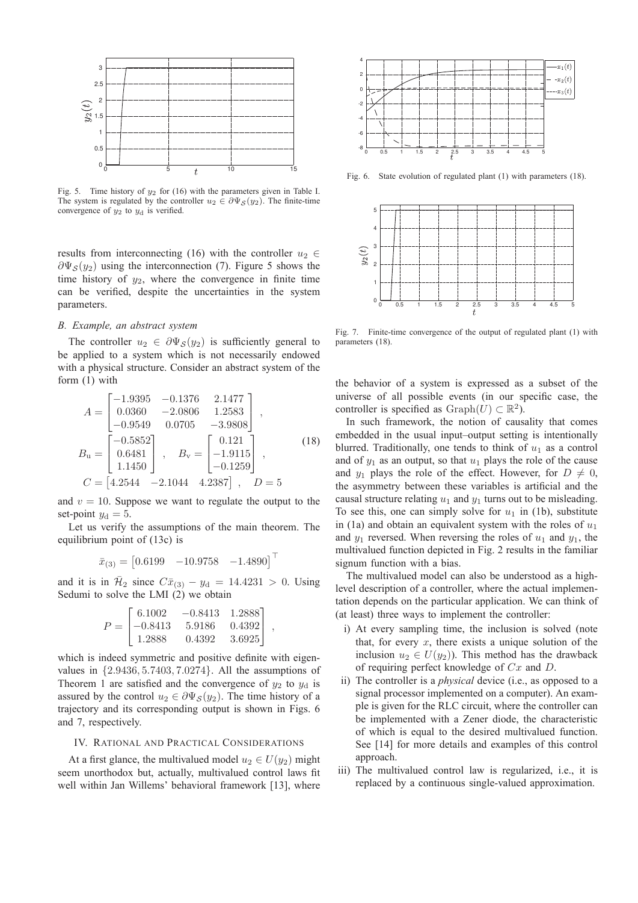Fig. 5. Time history of $y_2$ for (16) with the parameters given in Table I. The system is regulated by the controller $u_2 \in \partial\Psi_{\mathcal{S}}(y_2)$. The finite-time convergence of $y_2$ to $y_{\rm d}$ is verified.

results from interconnecting (16) with the controller $u_2 \in \partial\Psi_{\mathcal{S}}(y_2)$ using the interconnection (7). Figure 5 shows the time history of $y_2$, where the convergence in finite time can be verified, despite the uncertainties in the system parameters.

### *B. Example, an abstract system*

The controller $u_2 \in \partial\Psi_{\mathcal{S}}(y_2)$ is sufficiently general to be applied to a system which is not necessarily endowed with a physical structure. Consider an abstract system of the form (1) with

$$
\begin{aligned}
A &= \begin{bmatrix} -1.9395 & -0.1376 & 2.1477 \\ 0.0360 & -2.0806 & 1.2583 \\ -0.9549 & 0.0705 & -3.9808 \end{bmatrix}, \\
B_{\rm u} &= \begin{bmatrix} -0.5852 \\ 0.6481 \\ 1.1450 \end{bmatrix}, \quad B_{\rm v} = \begin{bmatrix} 0.121 \\ -1.9115 \\ -0.1259 \end{bmatrix}, \\
C &= \begin{bmatrix} 4.2544 & -2.1044 & 4.2387 \end{bmatrix}, \quad D = 5
\end{aligned} \tag{18}
$$

and $v = 10$. Suppose we want to regulate the output to the set-point $y_{\rm d} = 5$.

Let us verify the assumptions of the main theorem. The equilibrium point of (13c) is

$$
\bar{x}_{(3)} = \begin{bmatrix} 0.6199 & -10.9758 & -1.4890 \end{bmatrix}^\top
$$

and it is in $\bar{\mathcal{H}}_2$ since $C\bar{x}_{(3)} - y_{\rm d} = 14.4231 > 0$. Using Sedumi to solve the LMI (2) we obtain

$$
P = \begin{bmatrix} 6.1002 & -0.8413 & 1.2888 \\ -0.8413 & 5.9186 & 0.4392 \\ 1.2888 & 0.4392 & 3.6925 \end{bmatrix},
$$

which is indeed symmetric and positive definite with eigenvalues in $\{2.9436, 5.7403, 7.0274\}$. All the assumptions of Theorem 1 are satisfied and the convergence of $y_2$ to $y_{\rm d}$ is assured by the control $u_2 \in \partial\Psi_{\mathcal{S}}(y_2)$. The time history of a trajectory and its corresponding output is shown in Figs. 6 and 7, respectively.

## IV. Rational and Practical Considerations

At a first glance, the multivalued model $u_2 \in U(y_2)$ might seem unorthodox but, actually, multivalued control laws fit well within Jan Willems' behavioral framework [13], where

Fig. 6. State evolution of regulated plant (1) with parameters (18).

Fig. 7. Finite-time convergence of the output of regulated plant (1) with parameters (18).

the behavior of a system is expressed as a subset of the universe of all possible events (in our specific case, the controller is specified as $\mathrm{Graph}(U) \subset \mathbb{R}^2$).

In such framework, the notion of causality that comes embedded in the usual input–output setting is intentionally blurred. Traditionally, one tends to think of $u_1$ as a control and of $y_1$ as an output, so that $u_1$ plays the role of the cause and $y_1$ plays the role of the effect. However, for $D \neq 0$, the asymmetry between these variables is artificial and the causal structure relating $u_1$ and $y_1$ turns out to be misleading. To see this, one can simply solve for $u_1$ in (1b), substitute in (1a) and obtain an equivalent system with the roles of $u_1$ and $y_1$ reversed. When reversing the roles of $u_1$ and $y_1$, the multivalued function depicted in Fig. 2 results in the familiar signum function with a bias.

The multivalued model can also be understood as a high-level description of a controller, where the actual implementation depends on the particular application. We can think of (at least) three ways to implement the controller:

i) At every sampling time, the inclusion is solved (note that, for every $x$, there exists a unique solution of the inclusion $u_2 \in U(y_2)$). This method has the drawback of requiring perfect knowledge of $Cx$ and $D$.
ii) The controller is a *physical* device (i.e., as opposed to a signal processor implemented on a computer). An example is given for the RLC circuit, where the controller can be implemented with a Zener diode, the characteristic of which is equal to the desired multivalued function. See [14] for more details and examples of this control approach.
iii) The multivalued control law is regularized, i.e., it is replaced by a continuous single-valued approximation.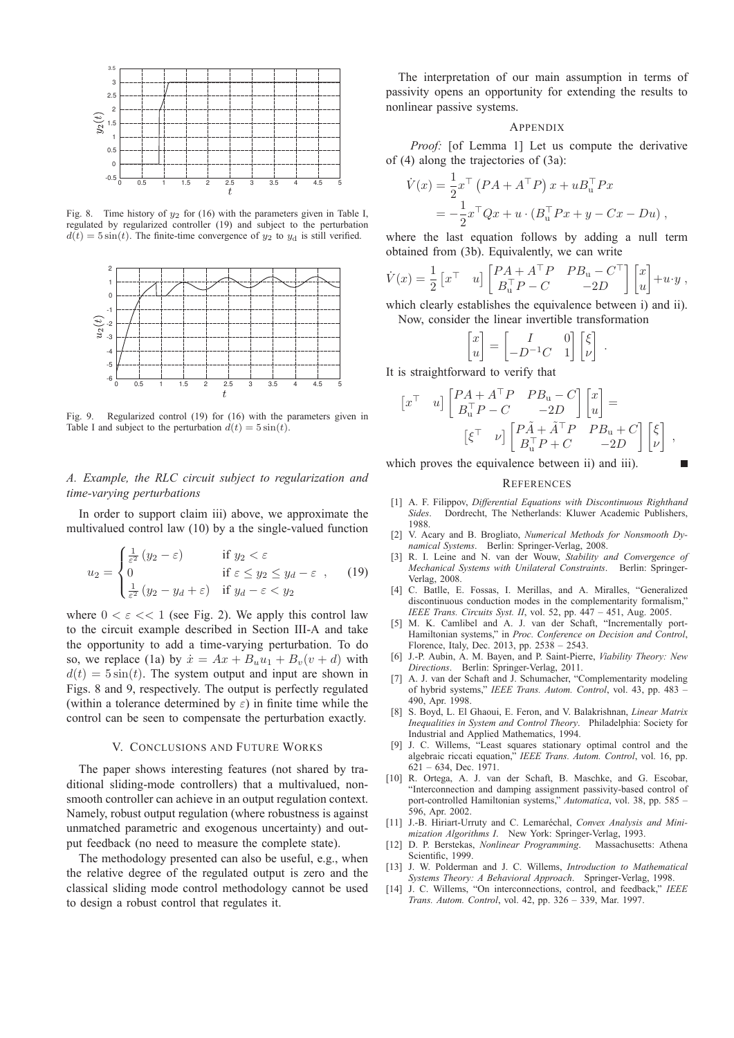3.5
3
2.5
2
1.5
1
0.5
0
-0.5
0 0.5 1 1.5 2 2.5 3 3.5 4 4.5 5
$y_2(t)$
$t$

Fig. 8. Time history of $y_2$ for (16) with the parameters given in Table I, regulated by regularized controller (19) and subject to the perturbation $d(t) = 5\sin(t)$. The finite-time convergence of $y_2$ to $y_{\rm d}$ is still verified.

2
1
0
-1
-2
-3
-4
-5
-6
0 0.5 1 1.5 2 2.5 3 3.5 4 4.5 5
$u_2(t)$
$t$

Fig. 9. Regularized control (19) for (16) with the parameters given in Table I and subject to the perturbation $d(t) = 5\sin(t)$.

### *A. Example, the RLC circuit subject to regularization and time-varying perturbations*

In order to support claim iii) above, we approximate the multivalued control law (10) by a the single-valued function

$$u_2 = \begin{cases} \frac{1}{\varepsilon^2}(y_2 - \varepsilon) & \text{if } y_2 < \varepsilon \\ 0 & \text{if } \varepsilon \le y_2 \le y_d - \varepsilon \\ \frac{1}{\varepsilon^2}(y_2 - y_d + \varepsilon) & \text{if } y_d - \varepsilon < y_2 \end{cases}, \qquad (19)$$

where $0 < \varepsilon << 1$ (see Fig. 2). We apply this control law to the circuit example described in Section III-A and take the opportunity to add a time-varying perturbation. To do so, we replace (1a) by $\dot{x} = Ax + B_u u_1 + B_v(v + d)$ with $d(t) = 5\sin(t)$. The system output and input are shown in Figs. 8 and 9, respectively. The output is perfectly regulated (within a tolerance determined by $\varepsilon$) in finite time while the control can be seen to compensate the perturbation exactly.

## V. Conclusions and Future Works

The paper shows interesting features (not shared by traditional sliding-mode controllers) that a multivalued, nonsmooth controller can achieve in an output regulation context. Namely, robust output regulation (where robustness is against unmatched parametric and exogenous uncertainty) and output feedback (no need to measure the complete state).

The methodology presented can also be useful, e.g., when the relative degree of the regulated output is zero and the classical sliding mode control methodology cannot be used to design a robust control that regulates it.

The interpretation of our main assumption in terms of passivity opens an opportunity for extending the results to nonlinear passive systems.

## Appendix

*Proof:* [of Lemma 1] Let us compute the derivative of (4) along the trajectories of (3a):

$$\begin{aligned}\dot{V}(x) &= \frac{1}{2}x^\top \left(PA + A^\top P\right)x + uB_{\rm u}^\top Px \\ &= -\frac{1}{2}x^\top Qx + u \cdot (B_{\rm u}^\top Px + y - Cx - Du)\,,\end{aligned}$$

where the last equation follows by adding a null term obtained from (3b). Equivalently, we can write

$$\dot{V}(x) = \frac{1}{2}\begin{bmatrix}x^\top & u\end{bmatrix}\begin{bmatrix}PA + A^\top P & PB_{\rm u} - C^\top \\ B_{\rm u}^\top P - C & -2D\end{bmatrix}\begin{bmatrix}x \\ u\end{bmatrix} + u \cdot y\,,$$

which clearly establishes the equivalence between i) and ii).

Now, consider the linear invertible transformation

$$\begin{bmatrix}x \\ u\end{bmatrix} = \begin{bmatrix}I & 0 \\ -D^{-1}C & 1\end{bmatrix}\begin{bmatrix}\xi \\ \nu\end{bmatrix}.$$

It is straightforward to verify that

$$\begin{bmatrix}x^\top & u\end{bmatrix}\begin{bmatrix}PA + A^\top P & PB_{\rm u} - C \\ B_{\rm u}^\top P - C & -2D\end{bmatrix}\begin{bmatrix}x \\ u\end{bmatrix} = \begin{bmatrix}\xi^\top & \nu\end{bmatrix}\begin{bmatrix}P\tilde{A} + \tilde{A}^\top P & PB_{\rm u} + C \\ B_{\rm u}^\top P + C & -2D\end{bmatrix}\begin{bmatrix}\xi \\ \nu\end{bmatrix},$$

which proves the equivalence between ii) and iii). ■

## References

[1] A. F. Filippov, *Differential Equations with Discontinuous Righthand Sides*. Dordrecht, The Netherlands: Kluwer Academic Publishers, 1988.

[2] V. Acary and B. Brogliato, *Numerical Methods for Nonsmooth Dynamical Systems*. Berlin: Springer-Verlag, 2008.

[3] R. I. Leine and N. van der Wouw, *Stability and Convergence of Mechanical Systems with Unilateral Constraints*. Berlin: Springer-Verlag, 2008.

[4] C. Batlle, E. Fossas, I. Merillas, and A. Miralles, "Generalized discontinuous conduction modes in the complementarity formalism," *IEEE Trans. Circuits Syst. II*, vol. 52, pp. 447 – 451, Aug. 2005.

[5] M. K. Camlibel and A. J. van der Schaft, "Incrementally port-Hamiltonian systems," in *Proc. Conference on Decision and Control*, Florence, Italy, Dec. 2013, pp. 2538 – 2543.

[6] J.-P. Aubin, A. M. Bayen, and P. Saint-Pierre, *Viability Theory: New Directions*. Berlin: Springer-Verlag, 2011.

[7] A. J. van der Schaft and J. Schumacher, "Complementarity modeling of hybrid systems," *IEEE Trans. Autom. Control*, vol. 43, pp. 483 – 490, Apr. 1998.

[8] S. Boyd, L. El Ghaoui, E. Feron, and V. Balakrishnan, *Linear Matrix Inequalities in System and Control Theory*. Philadelphia: Society for Industrial and Applied Mathematics, 1994.

[9] J. C. Willems, "Least squares stationary optimal control and the algebraic riccati equation," *IEEE Trans. Autom. Control*, vol. 16, pp. 621 – 634, Dec. 1971.

[10] R. Ortega, A. J. van der Schaft, B. Maschke, and G. Escobar, "Interconnection and damping assignment passivity-based control of port-controlled Hamiltonian systems," *Automatica*, vol. 38, pp. 585 – 596, Apr. 2002.

[11] J.-B. Hiriart-Urruty and C. Lemaréchal, *Convex Analysis and Minimization Algorithms I*. New York: Springer-Verlag, 1993.

[12] D. P. Berstekas, *Nonlinear Programming*. Massachusetts: Athena Scientific, 1999.

[13] J. W. Polderman and J. C. Willems, *Introduction to Mathematical Systems Theory: A Behavioral Approach*. Springer-Verlag, 1998.

[14] J. C. Willems, "On interconnections, control, and feedback," *IEEE Trans. Autom. Control*, vol. 42, pp. 326 – 339, Mar. 1997.